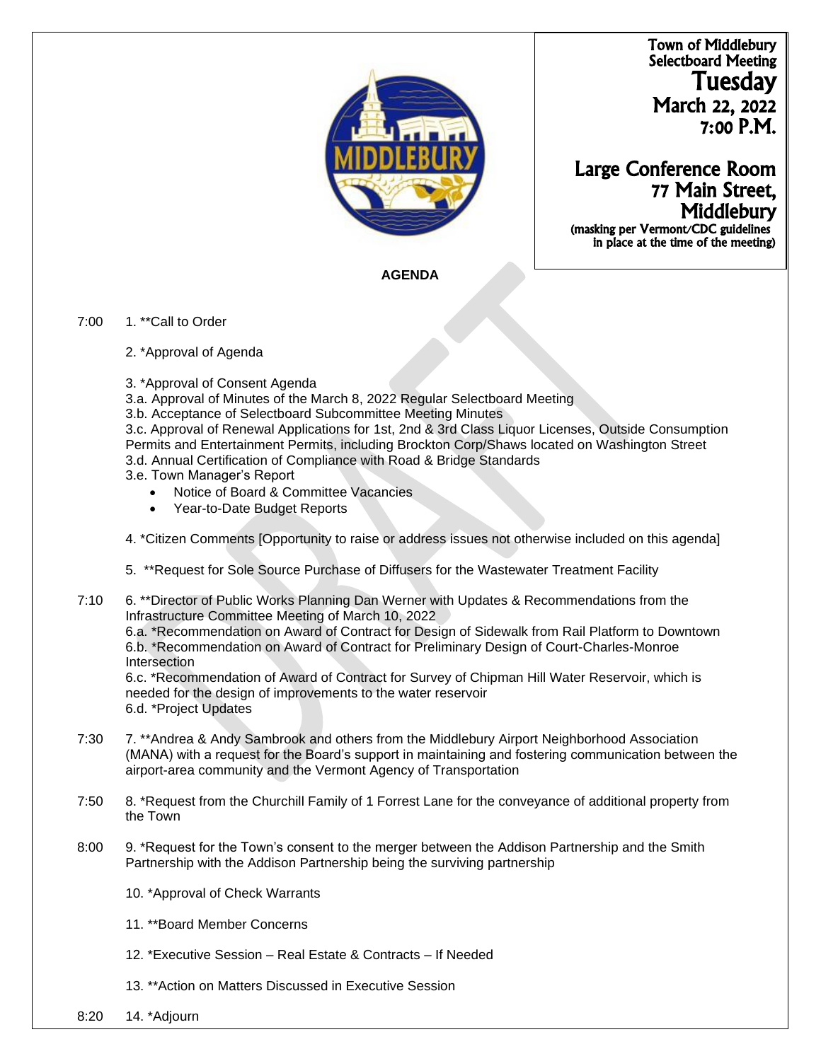Town of Middlebury
Selectboard Meeting
**Tuesday**
**March 22, 2022**
**7:00 P.M.**

**Large Conference Room**
**77 Main Street,**
**Middlebury**
(masking per Vermont/CDC guidelines in place at the time of the meeting)

## AGENDA

7:00 1. **Call to Order

2. *Approval of Agenda

3. *Approval of Consent Agenda
3.a. Approval of Minutes of the March 8, 2022 Regular Selectboard Meeting
3.b. Acceptance of Selectboard Subcommittee Meeting Minutes
3.c. Approval of Renewal Applications for 1st, 2nd & 3rd Class Liquor Licenses, Outside Consumption Permits and Entertainment Permits, including Brockton Corp/Shaws located on Washington Street
3.d. Annual Certification of Compliance with Road & Bridge Standards
3.e. Town Manager's Report
- Notice of Board & Committee Vacancies
- Year-to-Date Budget Reports

4. *Citizen Comments [Opportunity to raise or address issues not otherwise included on this agenda]

5. **Request for Sole Source Purchase of Diffusers for the Wastewater Treatment Facility

7:10 6. **Director of Public Works Planning Dan Werner with Updates & Recommendations from the Infrastructure Committee Meeting of March 10, 2022
6.a. *Recommendation on Award of Contract for Design of Sidewalk from Rail Platform to Downtown
6.b. *Recommendation on Award of Contract for Preliminary Design of Court-Charles-Monroe Intersection
6.c. *Recommendation of Award of Contract for Survey of Chipman Hill Water Reservoir, which is needed for the design of improvements to the water reservoir
6.d. *Project Updates

7:30 7. **Andrea & Andy Sambrook and others from the Middlebury Airport Neighborhood Association (MANA) with a request for the Board's support in maintaining and fostering communication between the airport-area community and the Vermont Agency of Transportation

7:50 8. *Request from the Churchill Family of 1 Forrest Lane for the conveyance of additional property from the Town

8:00 9. *Request for the Town's consent to the merger between the Addison Partnership and the Smith Partnership with the Addison Partnership being the surviving partnership

10. *Approval of Check Warrants

11. **Board Member Concerns

12. *Executive Session – Real Estate & Contracts – If Needed

13. **Action on Matters Discussed in Executive Session

8:20 14. *Adjourn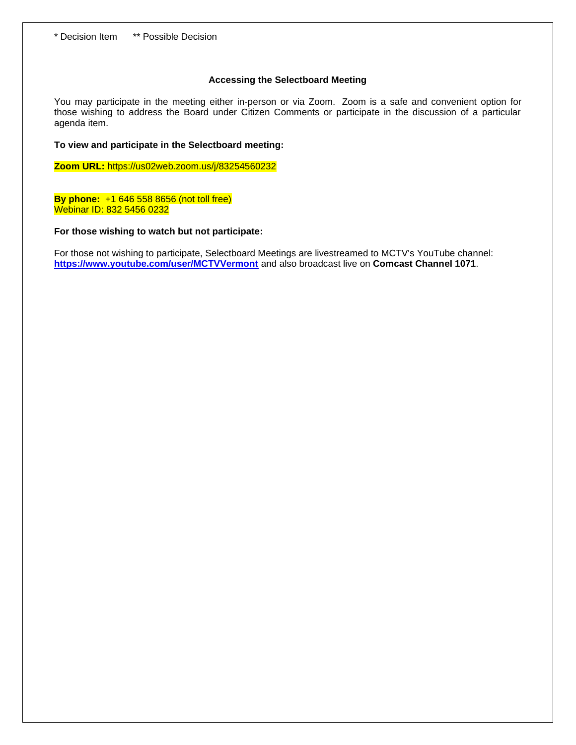* Decision Item   ** Possible Decision

### Accessing the Selectboard Meeting

You may participate in the meeting either in-person or via Zoom. Zoom is a safe and convenient option for those wishing to address the Board under Citizen Comments or participate in the discussion of a particular agenda item.

**To view and participate in the Selectboard meeting:**

**Zoom URL:** https://us02web.zoom.us/j/83254560232

**By phone:** +1 646 558 8656 (not toll free)
Webinar ID: 832 5456 0232

**For those wishing to watch but not participate:**

For those not wishing to participate, Selectboard Meetings are livestreamed to MCTV's YouTube channel: **https://www.youtube.com/user/MCTVVermont** and also broadcast live on **Comcast Channel 1071**.